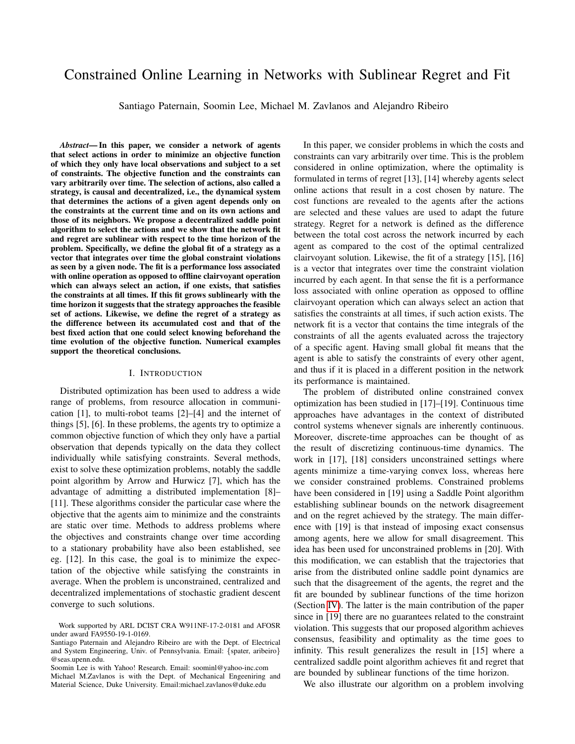# Constrained Online Learning in Networks with Sublinear Regret and Fit

Santiago Paternain, Soomin Lee, Michael M. Zavlanos and Alejandro Ribeiro

***Abstract*— In this paper, we consider a network of agents that select actions in order to minimize an objective function of which they only have local observations and subject to a set of constraints. The objective function and the constraints can vary arbitrarily over time. The selection of actions, also called a strategy, is causal and decentralized, i.e., the dynamical system that determines the actions of a given agent depends only on the constraints at the current time and on its own actions and those of its neighbors. We propose a decentralized saddle point algorithm to select the actions and we show that the network fit and regret are sublinear with respect to the time horizon of the problem. Specifically, we define the global fit of a strategy as a vector that integrates over time the global constraint violations as seen by a given node. The fit is a performance loss associated with online operation as opposed to offline clairvoyant operation which can always select an action, if one exists, that satisfies the constraints at all times. If this fit grows sublinearly with the time horizon it suggests that the strategy approaches the feasible set of actions. Likewise, we define the regret of a strategy as the difference between its accumulated cost and that of the best fixed action that one could select knowing beforehand the time evolution of the objective function. Numerical examples support the theoretical conclusions.**

## I. Introduction

Distributed optimization has been used to address a wide range of problems, from resource allocation in communication [1], to multi-robot teams [2]–[4] and the internet of things [5], [6]. In these problems, the agents try to optimize a common objective function of which they only have a partial observation that depends typically on the data they collect individually while satisfying constraints. Several methods, exist to solve these optimization problems, notably the saddle point algorithm by Arrow and Hurwicz [7], which has the advantage of admitting a distributed implementation [8]–[11]. These algorithms consider the particular case where the objective that the agents aim to minimize and the constraints are static over time. Methods to address problems where the objectives and constraints change over time according to a stationary probability have also been established, see eg. [12]. In this case, the goal is to minimize the expectation of the objective while satisfying the constraints in average. When the problem is unconstrained, centralized and decentralized implementations of stochastic gradient descent converge to such solutions.

In this paper, we consider problems in which the costs and constraints can vary arbitrarily over time. This is the problem considered in online optimization, where the optimality is formulated in terms of regret [13], [14] whereby agents select online actions that result in a cost chosen by nature. The cost functions are revealed to the agents after the actions are selected and these values are used to adapt the future strategy. Regret for a network is defined as the difference between the total cost across the network incurred by each agent as compared to the cost of the optimal centralized clairvoyant solution. Likewise, the fit of a strategy [15], [16] is a vector that integrates over time the constraint violation incurred by each agent. In that sense the fit is a performance loss associated with online operation as opposed to offline clairvoyant operation which can always select an action that satisfies the constraints at all times, if such action exists. The network fit is a vector that contains the time integrals of the constraints of all the agents evaluated across the trajectory of a specific agent. Having small global fit means that the agent is able to satisfy the constraints of every other agent, and thus if it is placed in a different position in the network its performance is maintained.

The problem of distributed online constrained convex optimization has been studied in [17]–[19]. Continuous time approaches have advantages in the context of distributed control systems whenever signals are inherently continuous. Moreover, discrete-time approaches can be thought of as the result of discretizing continuous-time dynamics. The work in [17], [18] considers unconstrained settings where agents minimize a time-varying convex loss, whereas here we consider constrained problems. Constrained problems have been considered in [19] using a Saddle Point algorithm establishing sublinear bounds on the network disagreement and on the regret achieved by the strategy. The main difference with [19] is that instead of imposing exact consensus among agents, here we allow for small disagreement. This idea has been used for unconstrained problems in [20]. With this modification, we can establish that the trajectories that arise from the distributed online saddle point dynamics are such that the disagreement of the agents, the regret and the fit are bounded by sublinear functions of the time horizon (Section IV). The latter is the main contribution of the paper since in [19] there are no guarantees related to the constraint violation. This suggests that our proposed algorithm achieves consensus, feasibility and optimality as the time goes to infinity. This result generalizes the result in [15] where a centralized saddle point algorithm achieves fit and regret that are bounded by sublinear functions of the time horizon.

We also illustrate our algorithm on a problem involving

Work supported by ARL DCIST CRA W911NF-17-2-0181 and AFOSR under award FA9550-19-1-0169.

Santiago Paternain and Alejandro Ribeiro are with the Dept. of Electrical and System Engineering, Univ. of Pennsylvania. Email: {spater, aribeiro} @seas.upenn.edu.

Soomin Lee is with Yahoo! Research. Email: soominl@yahoo-inc.com

Michael M.Zavlanos is with the Dept. of Mechanical Engeeniring and Material Science, Duke University. Email:michael.zavlanos@duke.edu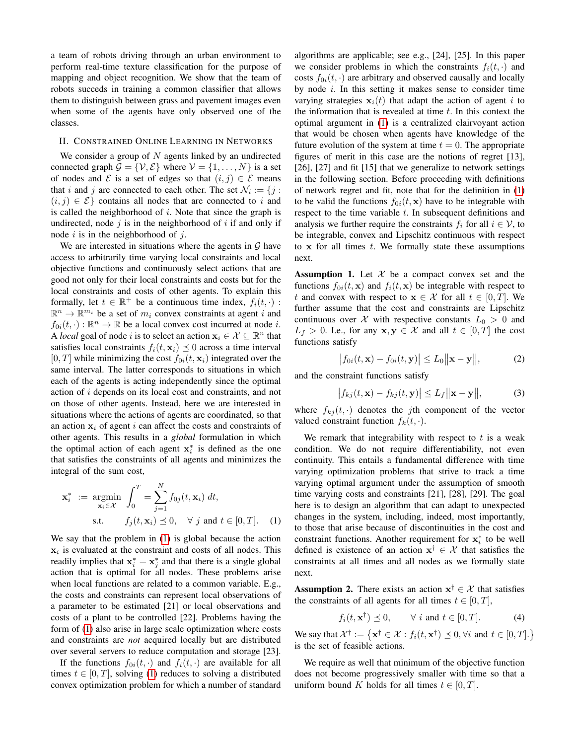a team of robots driving through an urban environment to perform real-time texture classification for the purpose of mapping and object recognition. We show that the team of robots succeds in training a common classifier that allows them to distinguish between grass and pavement images even when some of the agents have only observed one of the classes.

## II. Constrained Online Learning in Networks

We consider a group of $N$ agents linked by an undirected connected graph $\mathcal{G} = \{\mathcal{V}, \mathcal{E}\}$ where $\mathcal{V} = \{1, \ldots, N\}$ is a set of nodes and $\mathcal{E}$ is a set of edges so that $(i, j) \in \mathcal{E}$ means that $i$ and $j$ are connected to each other. The set $\mathcal{N}_i := \{j : (i, j) \in \mathcal{E}\}$ contains all nodes that are connected to $i$ and is called the neighborhood of $i$. Note that since the graph is undirected, node $j$ is in the neighborhood of $i$ if and only if node $i$ is in the neighborhood of $j$.

We are interested in situations where the agents in $\mathcal{G}$ have access to arbitrarily time varying local constraints and local objective functions and continuously select actions that are good not only for their local constraints and costs but for the local constraints and costs of other agents. To explain this formally, let $t \in \mathbb{R}^+$ be a continuous time index, $f_i(t, \cdot) : \mathbb{R}^n \to \mathbb{R}^{m_i}$ be a set of $m_i$ convex constraints at agent $i$ and $f_{0i}(t, \cdot) : \mathbb{R}^n \to \mathbb{R}$ be a local convex cost incurred at node $i$. A *local* goal of node $i$ is to select an action $\mathbf{x}_i \in \mathcal{X} \subseteq \mathbb{R}^n$ that satisfies local constraints $f_i(t, \mathbf{x}_i) \preceq 0$ across a time interval $[0, T]$ while minimizing the cost $f_{0i}(t, \mathbf{x}_i)$ integrated over the same interval. The latter corresponds to situations in which each of the agents is acting independently since the optimal action of $i$ depends on its local cost and constraints, and not on those of other agents. Instead, here we are interested in situations where the actions of agents are coordinated, so that an action $\mathbf{x}_i$ of agent $i$ can affect the costs and constraints of other agents. This results in a *global* formulation in which the optimal action of each agent $\mathbf{x}_i^*$ is defined as the one that satisfies the constraints of all agents and minimizes the integral of the sum cost,

$$
\begin{aligned}
\mathbf{x}_i^* \;:=\; \underset{\mathbf{x}_i \in \mathcal{X}}{\operatorname{argmin}} \; & \int_0^T = \sum_{j=1}^{N} f_{0j}(t, \mathbf{x}_i)\, dt, \\
\text{s.t.} \quad & f_j(t, \mathbf{x}_i) \preceq 0, \quad \forall\, j \text{ and } t \in [0, T].
\end{aligned} \tag{1}
$$

We say that the problem in (1) is global because the action $\mathbf{x}_i$ is evaluated at the constraint and costs of all nodes. This readily implies that $\mathbf{x}_i^* = \mathbf{x}_j^*$ and that there is a single global action that is optimal for all nodes. These problems arise when local functions are related to a common variable. E.g., the costs and constraints can represent local observations of a parameter to be estimated [21] or local observations and costs of a plant to be controlled [22]. Problems having the form of (1) also arise in large scale optimization where costs and constraints are *not* acquired locally but are distributed over several servers to reduce computation and storage [23].

If the functions $f_{0i}(t, \cdot)$ and $f_i(t, \cdot)$ are available for all times $t \in [0, T]$, solving (1) reduces to solving a distributed convex optimization problem for which a number of standard algorithms are applicable; see e.g., [24], [25]. In this paper we consider problems in which the constraints $f_i(t, \cdot)$ and costs $f_{0i}(t, \cdot)$ are arbitrary and observed causally and locally by node $i$. In this setting it makes sense to consider time varying strategies $\mathbf{x}_i(t)$ that adapt the action of agent $i$ to the information that is revealed at time $t$. In this context the optimal argument in (1) is a centralized clairvoyant action that would be chosen when agents have knowledge of the future evolution of the system at time $t = 0$. The appropriate figures of merit in this case are the notions of regret [13], [26], [27] and fit [15] that we generalize to network settings in the following section. Before proceeding with definitions of network regret and fit, note that for the definition in (1) to be valid the functions $f_{0i}(t, \mathbf{x})$ have to be integrable with respect to the time variable $t$. In subsequent definitions and analysis we further require the constraints $f_i$ for all $i \in \mathcal{V}$, to be integrable, convex and Lipschitz continuous with respect to $\mathbf{x}$ for all times $t$. We formally state these assumptions next.

**Assumption 1.** Let $\mathcal{X}$ be a compact convex set and the functions $f_{0i}(t, \mathbf{x})$ and $f_i(t, \mathbf{x})$ be integrable with respect to $t$ and convex with respect to $\mathbf{x} \in \mathcal{X}$ for all $t \in [0, T]$. We further assume that the cost and constraints are Lipschitz continuous over $\mathcal{X}$ with respective constants $L_0 > 0$ and $L_f > 0$. I.e., for any $\mathbf{x}, \mathbf{y} \in \mathcal{X}$ and all $t \in [0, T]$ the cost functions satisfy

$$
\big| f_{0i}(t, \mathbf{x}) - f_{0i}(t, \mathbf{y}) \big| \leq L_0 \big\| \mathbf{x} - \mathbf{y} \big\|, \tag{2}
$$

and the constraint functions satisfy

$$
\big| f_{kj}(t, \mathbf{x}) - f_{kj}(t, \mathbf{y}) \big| \leq L_f \big\| \mathbf{x} - \mathbf{y} \big\|, \tag{3}
$$

where $f_{kj}(t, \cdot)$ denotes the $j$th component of the vector valued constraint function $f_k(t, \cdot)$.

We remark that integrability with respect to $t$ is a weak condition. We do not require differentiability, not even continuity. This entails a fundamental difference with time varying optimization problems that strive to track a time varying optimal argument under the assumption of smooth time varying costs and constraints [21], [28], [29]. The goal here is to design an algorithm that can adapt to unexpected changes in the system, including, indeed, most importantly, to those that arise because of discontinuities in the cost and constraint functions. Another requirement for $\mathbf{x}_i^*$ to be well defined is existence of an action $\mathbf{x}^\dagger \in \mathcal{X}$ that satisfies the constraints at all times and all nodes as we formally state next.

**Assumption 2.** There exists an action $\mathbf{x}^\dagger \in \mathcal{X}$ that satisfies the constraints of all agents for all times $t \in [0, T]$,

$$
f_i(t, \mathbf{x}^\dagger) \preceq 0, \qquad \forall\; i \text{ and } t \in [0, T]. \tag{4}
$$

We say that $\mathcal{X}^\dagger := \big\{ \mathbf{x}^\dagger \in \mathcal{X} : f_i(t, \mathbf{x}^\dagger) \preceq 0, \forall i \text{ and } t \in [0, T]. \big\}$ is the set of feasible actions.

We require as well that minimum of the objective function does not become progressively smaller with time so that a uniform bound $K$ holds for all times $t \in [0, T]$.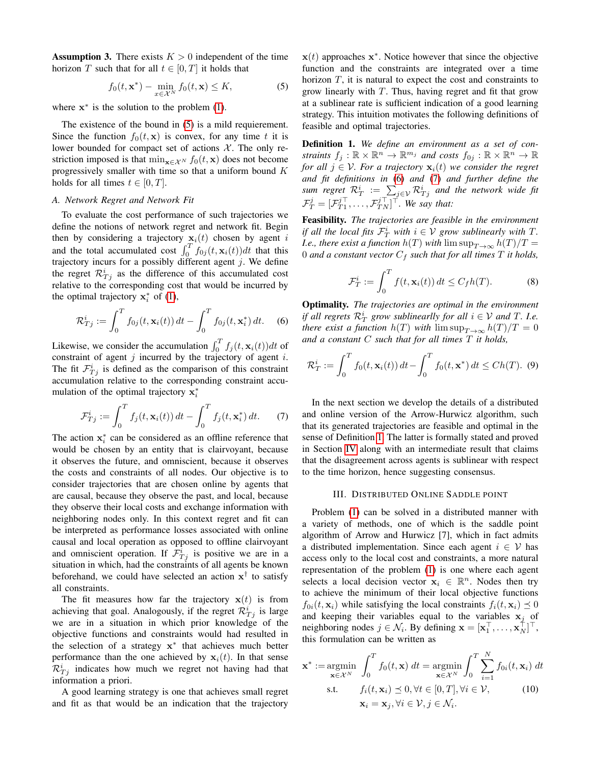**Assumption 3.** There exists $K > 0$ independent of the time horizon $T$ such that for all $t \in [0, T]$ it holds that

$$f_0(t, \mathbf{x}^*) - \min_{x \in \mathcal{X}^N} f_0(t, \mathbf{x}) \leq K, \tag{5}$$

where $\mathbf{x}^*$ is the solution to the problem (1).

The existence of the bound in (5) is a mild requierement. Since the function $f_0(t, \mathbf{x})$ is convex, for any time $t$ it is lower bounded for compact set of actions $\mathcal{X}$. The only restriction imposed is that $\min_{\mathbf{x} \in \mathcal{X}^N} f_0(t, \mathbf{x})$ does not become progressively smaller with time so that a uniform bound $K$ holds for all times $t \in [0, T]$.

### A. Network Regret and Network Fit

To evaluate the cost performance of such trajectories we define the notions of network regret and network fit. Begin then by considering a trajectory $\mathbf{x}_i(t)$ chosen by agent $i$ and the total accumulated cost $\int_0^T f_{0j}(t, \mathbf{x}_i(t))dt$ that this trajectory incurs for a possibly different agent $j$. We define the regret $\mathcal{R}^i_{Tj}$ as the difference of this accumulated cost relative to the corresponding cost that would be incurred by the optimal trajectory $\mathbf{x}_i^*$ of (1),

$$\mathcal{R}^i_{Tj} := \int_0^T f_{0j}(t, \mathbf{x}_i(t))\, dt - \int_0^T f_{0j}(t, \mathbf{x}_i^*)\, dt. \tag{6}$$

Likewise, we consider the accumulation $\int_0^T f_j(t, \mathbf{x}_i(t))dt$ of constraint of agent $j$ incurred by the trajectory of agent $i$. The fit $\mathcal{F}^i_{Tj}$ is defined as the comparison of this constraint accumulation relative to the corresponding constraint accumulation of the optimal trajectory $\mathbf{x}_i^*$

$$\mathcal{F}^i_{Tj} := \int_0^T f_j(t, \mathbf{x}_i(t))\, dt - \int_0^T f_j(t, \mathbf{x}_i^*)\, dt. \tag{7}$$

The action $\mathbf{x}_i^*$ can be considered as an offline reference that would be chosen by an entity that is clairvoyant, because it observes the future, and omniscient, because it observes the costs and constraints of all nodes. Our objective is to consider trajectories that are chosen online by agents that are causal, because they observe the past, and local, because they observe their local costs and exchange information with neighboring nodes only. In this context regret and fit can be interpreted as performance losses associated with online causal and local operation as opposed to offline clairvoyant and omniscient operation. If $\mathcal{F}^i_{Tj}$ is positive we are in a situation in which, had the constraints of all agents be known beforehand, we could have selected an action $\mathbf{x}^\dagger$ to satisfy all constraints.

The fit measures how far the trajectory $\mathbf{x}(t)$ is from achieving that goal. Analogously, if the regret $\mathcal{R}^i_{Tj}$ is large we are in a situation in which prior knowledge of the objective functions and constraints would had resulted in the selection of a strategy $\mathbf{x}^*$ that achieves much better performance than the one achieved by $\mathbf{x}_i(t)$. In that sense $\mathcal{R}^i_{Tj}$ indicates how much we regret not having had that information a priori.

A good learning strategy is one that achieves small regret and fit as that would be an indication that the trajectory $\mathbf{x}(t)$ approaches $\mathbf{x}^*$. Notice however that since the objective function and the constraints are integrated over a time horizon $T$, it is natural to expect the cost and constraints to grow linearly with $T$. Thus, having regret and fit that grow at a sublinear rate is sufficient indication of a good learning strategy. This intuition motivates the following definitions of feasible and optimal trajectories.

**Definition 1.** *We define an environment as a set of constraints $f_j : \mathbb{R} \times \mathbb{R}^n \to \mathbb{R}^{m_j}$ and costs $f_{0j} : \mathbb{R} \times \mathbb{R}^n \to \mathbb{R}$ for all $j \in \mathcal{V}$. For a trajectory $\mathbf{x}_i(t)$ we consider the regret and fit definitions in (6) and (7) and further define the sum regret $\mathcal{R}^i_T := \sum_{j \in \mathcal{V}} \mathcal{R}^i_{Tj}$ and the network wide fit $\mathcal{F}^j_T = [\mathcal{F}^{j\top}_{T1}, \ldots, \mathcal{F}^{j\top}_{TN}]^\top$. We say that:*

**Feasibility.** *The trajectories are feasible in the environment if all the local fits $\mathcal{F}^i_T$ with $i \in \mathcal{V}$ grow sublinearly with $T$. I.e., there exist a function $h(T)$ with $\limsup_{T \to \infty} h(T)/T = 0$ and a constant vector $C_f$ such that for all times $T$ it holds,*

$$\mathcal{F}^i_T := \int_0^T f(t, \mathbf{x}_i(t))\, dt \leq C_f h(T). \tag{8}$$

**Optimality.** *The trajectories are optimal in the environment if all regrets $\mathcal{R}^i_T$ grow sublinearlly for all $i \in \mathcal{V}$ and $T$. I.e. there exist a function $h(T)$ with $\limsup_{T \to \infty} h(T)/T = 0$ and a constant $C$ such that for all times $T$ it holds,*

$$\mathcal{R}^i_T := \int_0^T f_0(t, \mathbf{x}_i(t))\, dt - \int_0^T f_0(t, \mathbf{x}^*)\, dt \leq Ch(T). \tag{9}$$

In the next section we develop the details of a distributed and online version of the Arrow-Hurwicz algorithm, such that its generated trajectories are feasible and optimal in the sense of Definition 1. The latter is formally stated and proved in Section IV along with an intermediate result that claims that the disagreement across agents is sublinear with respect to the time horizon, hence suggesting consensus.

## III. Distributed Online Saddle Point

Problem (1) can be solved in a distributed manner with a variety of methods, one of which is the saddle point algorithm of Arrow and Hurwicz [7], which in fact admits a distributed implementation. Since each agent $i \in \mathcal{V}$ has access only to the local cost and constraints, a more natural representation of the problem (1) is one where each agent selects a local decision vector $\mathbf{x}_i \in \mathbb{R}^n$. Nodes then try to achieve the minimum of their local objective functions $f_{0i}(t, \mathbf{x}_i)$ while satisfying the local constraints $f_i(t, \mathbf{x}_i) \preceq 0$ and keeping their variables equal to the variables $\mathbf{x}_j$ of neighboring nodes $j \in \mathcal{N}_i$. By defining $\mathbf{x} = [\mathbf{x}_1^\top, \ldots, \mathbf{x}_N^\top]^\top$, this formulation can be written as

$$\begin{aligned}
\mathbf{x}^* := \underset{\mathbf{x} \in \mathcal{X}^N}{\operatorname{argmin}} \int_0^T f_0(t, \mathbf{x})\, dt &= \underset{\mathbf{x} \in \mathcal{X}^N}{\operatorname{argmin}} \int_0^T \sum_{i=1}^N f_{0i}(t, \mathbf{x}_i)\, dt \\
\text{s.t.} \quad & f_i(t, \mathbf{x}_i) \preceq 0, \forall t \in [0, T], \forall i \in \mathcal{V}, \\
& \mathbf{x}_i = \mathbf{x}_j, \forall i \in \mathcal{V}, j \in \mathcal{N}_i.
\end{aligned} \tag{10}$$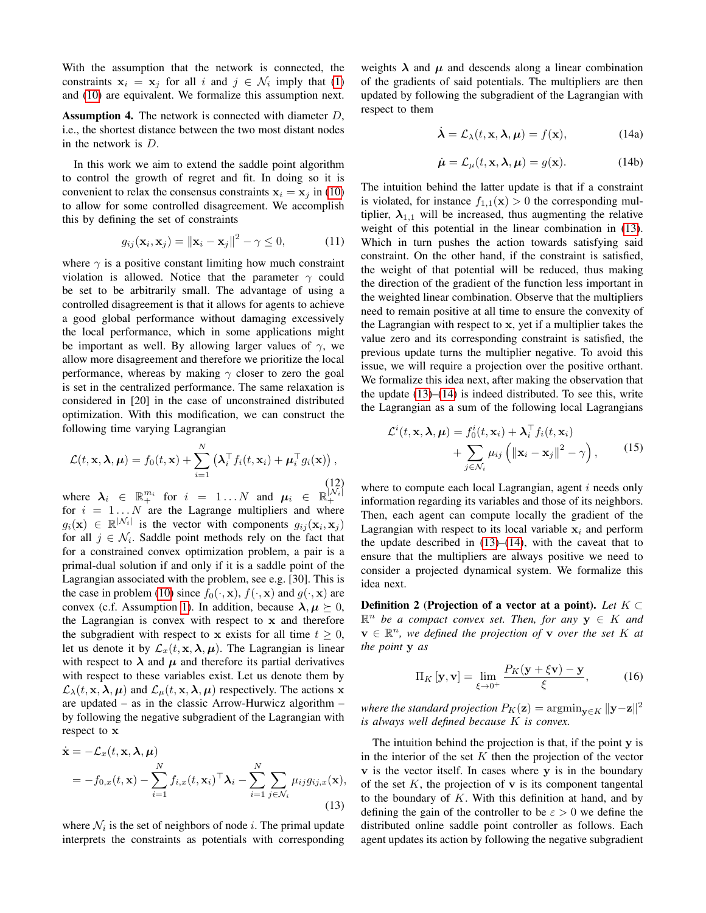With the assumption that the network is connected, the constraints $\mathbf{x}_i = \mathbf{x}_j$ for all $i$ and $j \in \mathcal{N}_i$ imply that (1) and (10) are equivalent. We formalize this assumption next.

**Assumption 4.** The network is connected with diameter $D$, i.e., the shortest distance between the two most distant nodes in the network is $D$.

In this work we aim to extend the saddle point algorithm to control the growth of regret and fit. In doing so it is convenient to relax the consensus constraints $\mathbf{x}_i = \mathbf{x}_j$ in (10) to allow for some controlled disagreement. We accomplish this by defining the set of constraints

$$g_{ij}(\mathbf{x}_i, \mathbf{x}_j) = \|\mathbf{x}_i - \mathbf{x}_j\|^2 - \gamma \leq 0, \tag{11}$$

where $\gamma$ is a positive constant limiting how much constraint violation is allowed. Notice that the parameter $\gamma$ could be set to be arbitrarily small. The advantage of using a controlled disagreement is that it allows for agents to achieve a good global performance without damaging excessively the local performance, which in some applications might be important as well. By allowing larger values of $\gamma$, we allow more disagreement and therefore we prioritize the local performance, whereas by making $\gamma$ closer to zero the goal is set in the centralized performance. The same relaxation is considered in [20] in the case of unconstrained distributed optimization. With this modification, we can construct the following time varying Lagrangian

$$\mathcal{L}(t, \mathbf{x}, \boldsymbol{\lambda}, \boldsymbol{\mu}) = f_0(t, \mathbf{x}) + \sum_{i=1}^{N} \left( \boldsymbol{\lambda}_i^\top f_i(t, \mathbf{x}_i) + \boldsymbol{\mu}_i^\top g_i(\mathbf{x}) \right), \tag{12}$$

where $\boldsymbol{\lambda}_i \in \mathbb{R}_+^{m_i}$ for $i = 1 \ldots N$ and $\boldsymbol{\mu}_i \in \mathbb{R}_+^{|\mathcal{N}_i|}$ for $i = 1 \ldots N$ are the Lagrange multipliers and where $g_i(\mathbf{x}) \in \mathbb{R}^{|\mathcal{N}_i|}$ is the vector with components $g_{ij}(\mathbf{x}_i, \mathbf{x}_j)$ for all $j \in \mathcal{N}_i$. Saddle point methods rely on the fact that for a constrained convex optimization problem, a pair is a primal-dual solution if and only if it is a saddle point of the Lagrangian associated with the problem, see e.g. [30]. This is the case in problem (10) since $f_0(\cdot, \mathbf{x})$, $f(\cdot, \mathbf{x})$ and $g(\cdot, \mathbf{x})$ are convex (c.f. Assumption 1). In addition, because $\boldsymbol{\lambda}, \boldsymbol{\mu} \succeq 0$, the Lagrangian is convex with respect to $\mathbf{x}$ and therefore the subgradient with respect to $\mathbf{x}$ exists for all time $t \geq 0$, let us denote it by $\mathcal{L}_x(t, \mathbf{x}, \boldsymbol{\lambda}, \boldsymbol{\mu})$. The Lagrangian is linear with respect to $\boldsymbol{\lambda}$ and $\boldsymbol{\mu}$ and therefore its partial derivatives with respect to these variables exist. Let us denote them by $\mathcal{L}_\lambda(t, \mathbf{x}, \boldsymbol{\lambda}, \boldsymbol{\mu})$ and $\mathcal{L}_\mu(t, \mathbf{x}, \boldsymbol{\lambda}, \boldsymbol{\mu})$ respectively. The actions $\mathbf{x}$ are updated – as in the classic Arrow-Hurwicz algorithm – by following the negative subgradient of the Lagrangian with respect to $\mathbf{x}$

$$\begin{aligned}\dot{\mathbf{x}} &= -\mathcal{L}_x(t, \mathbf{x}, \boldsymbol{\lambda}, \boldsymbol{\mu}) \\ &= -f_{0,x}(t, \mathbf{x}) - \sum_{i=1}^{N} f_{i,x}(t, \mathbf{x}_i)^\top \boldsymbol{\lambda}_i - \sum_{i=1}^{N} \sum_{j \in \mathcal{N}_i} \mu_{ij} g_{ij,x}(\mathbf{x}),\end{aligned} \tag{13}$$

where $\mathcal{N}_i$ is the set of neighbors of node $i$. The primal update interprets the constraints as potentials with corresponding weights $\boldsymbol{\lambda}$ and $\boldsymbol{\mu}$ and descends along a linear combination of the gradients of said potentials. The multipliers are then updated by following the subgradient of the Lagrangian with respect to them

$$\dot{\boldsymbol{\lambda}} = \mathcal{L}_\lambda(t, \mathbf{x}, \boldsymbol{\lambda}, \boldsymbol{\mu}) = f(\mathbf{x}), \tag{14a}$$

$$\dot{\boldsymbol{\mu}} = \mathcal{L}_\mu(t, \mathbf{x}, \boldsymbol{\lambda}, \boldsymbol{\mu}) = g(\mathbf{x}). \tag{14b}$$

The intuition behind the latter update is that if a constraint is violated, for instance $f_{1,1}(\mathbf{x}) > 0$ the corresponding multiplier, $\boldsymbol{\lambda}_{1,1}$ will be increased, thus augmenting the relative weight of this potential in the linear combination in (13). Which in turn pushes the action towards satisfying said constraint. On the other hand, if the constraint is satisfied, the weight of that potential will be reduced, thus making the direction of the gradient of the function less important in the weighted linear combination. Observe that the multipliers need to remain positive at all time to ensure the convexity of the Lagrangian with respect to $\mathbf{x}$, yet if a multiplier takes the value zero and its corresponding constraint is satisfied, the previous update turns the multiplier negative. To avoid this issue, we will require a projection over the positive orthant. We formalize this idea next, after making the observation that the update (13)–(14) is indeed distributed. To see this, write the Lagrangian as a sum of the following local Lagrangians

$$\begin{aligned}\mathcal{L}^i(t, \mathbf{x}, \boldsymbol{\lambda}, \boldsymbol{\mu}) &= f_0^i(t, \mathbf{x}_i) + \boldsymbol{\lambda}_i^\top f_i(t, \mathbf{x}_i) \\ &+ \sum_{j \in \mathcal{N}_i} \mu_{ij} \left( \|\mathbf{x}_i - \mathbf{x}_j\|^2 - \gamma \right),\end{aligned} \tag{15}$$

where to compute each local Lagrangian, agent $i$ needs only information regarding its variables and those of its neighbors. Then, each agent can compute locally the gradient of the Lagrangian with respect to its local variable $\mathbf{x}_i$ and perform the update described in (13)–(14), with the caveat that to ensure that the multipliers are always positive we need to consider a projected dynamical system. We formalize this idea next.

**Definition 2 (Projection of a vector at a point).** *Let $K \subset \mathbb{R}^n$ be a compact convex set. Then, for any $\mathbf{y} \in K$ and $\mathbf{v} \in \mathbb{R}^n$, we defined the projection of $\mathbf{v}$ over the set $K$ at the point $\mathbf{y}$ as*

$$\Pi_K[\mathbf{y}, \mathbf{v}] = \lim_{\xi \to 0^+} \frac{P_K(\mathbf{y} + \xi \mathbf{v}) - \mathbf{y}}{\xi}, \tag{16}$$

*where the standard projection $P_K(\mathbf{z}) = \operatorname{argmin}_{\mathbf{y} \in K} \|\mathbf{y} - \mathbf{z}\|^2$ is always well defined because $K$ is convex.*

The intuition behind the projection is that, if the point $\mathbf{y}$ is in the interior of the set $K$ then the projection of the vector $\mathbf{v}$ is the vector itself. In cases where $\mathbf{y}$ is in the boundary of the set $K$, the projection of $\mathbf{v}$ is its component tangental to the boundary of $K$. With this definition at hand, and by defining the gain of the controller to be $\varepsilon > 0$ we define the distributed online saddle point controller as follows. Each agent updates its action by following the negative subgradient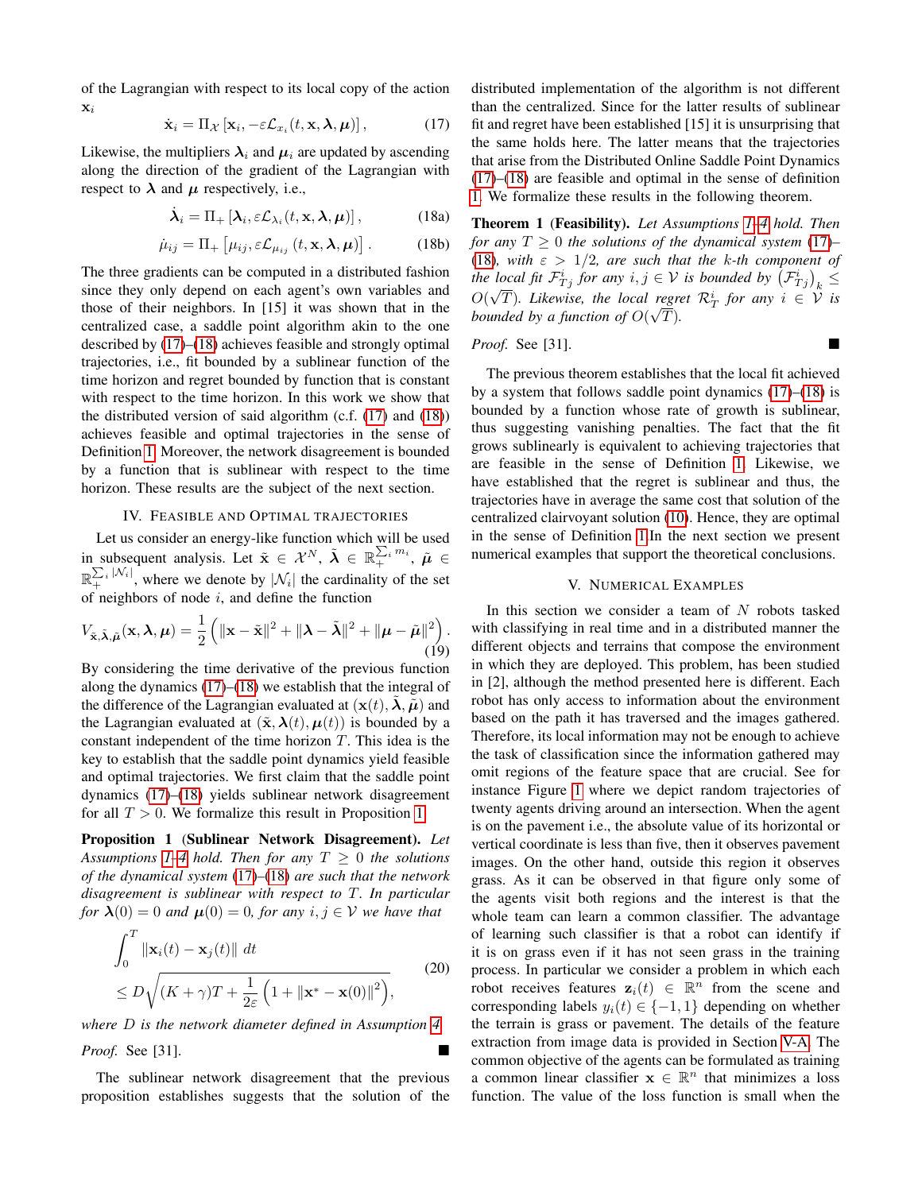of the Lagrangian with respect to its local copy of the action $\mathbf{x}_i$

$$\dot{\mathbf{x}}_i = \Pi_{\mathcal{X}}\left[\mathbf{x}_i, -\varepsilon \mathcal{L}_{x_i}(t, \mathbf{x}, \boldsymbol{\lambda}, \boldsymbol{\mu})\right], \tag{17}$$

Likewise, the multipliers $\boldsymbol{\lambda}_i$ and $\boldsymbol{\mu}_i$ are updated by ascending along the direction of the gradient of the Lagrangian with respect to $\boldsymbol{\lambda}$ and $\boldsymbol{\mu}$ respectively, i.e.,

$$\dot{\boldsymbol{\lambda}}_i = \Pi_{+}\left[\boldsymbol{\lambda}_i, \varepsilon \mathcal{L}_{\lambda_i}(t, \mathbf{x}, \boldsymbol{\lambda}, \boldsymbol{\mu})\right], \tag{18a}$$

$$\dot{\mu}_{ij} = \Pi_{+}\left[\mu_{ij}, \varepsilon \mathcal{L}_{\mu_{ij}}(t, \mathbf{x}, \boldsymbol{\lambda}, \boldsymbol{\mu})\right]. \tag{18b}$$

The three gradients can be computed in a distributed fashion since they only depend on each agent's own variables and those of their neighbors. In [15] it was shown that in the centralized case, a saddle point algorithm akin to the one described by (17)–(18) achieves feasible and strongly optimal trajectories, i.e., fit bounded by a sublinear function of the time horizon and regret bounded by function that is constant with respect to the time horizon. In this work we show that the distributed version of said algorithm (c.f. (17) and (18)) achieves feasible and optimal trajectories in the sense of Definition 1. Moreover, the network disagreement is bounded by a function that is sublinear with respect to the time horizon. These results are the subject of the next section.

## IV. Feasible and Optimal Trajectories

Let us consider an energy-like function which will be used in subsequent analysis. Let $\tilde{\mathbf{x}} \in \mathcal{X}^N$, $\tilde{\boldsymbol{\lambda}} \in \mathbb{R}_+^{\sum_i m_i}$, $\tilde{\boldsymbol{\mu}} \in \mathbb{R}_+^{\sum_i |\mathcal{N}_i|}$, where we denote by $|\mathcal{N}_i|$ the cardinality of the set of neighbors of node $i$, and define the function

$$V_{\tilde{\mathbf{x}}, \tilde{\boldsymbol{\lambda}}, \tilde{\boldsymbol{\mu}}}(\mathbf{x}, \boldsymbol{\lambda}, \boldsymbol{\mu}) = \frac{1}{2}\left(\|\mathbf{x} - \tilde{\mathbf{x}}\|^2 + \|\boldsymbol{\lambda} - \tilde{\boldsymbol{\lambda}}\|^2 + \|\boldsymbol{\mu} - \tilde{\boldsymbol{\mu}}\|^2\right). \tag{19}$$

By considering the time derivative of the previous function along the dynamics (17)–(18) we establish that the integral of the difference of the Lagrangian evaluated at $(\mathbf{x}(t), \tilde{\boldsymbol{\lambda}}, \tilde{\boldsymbol{\mu}})$ and the Lagrangian evaluated at $(\tilde{\mathbf{x}}, \boldsymbol{\lambda}(t), \boldsymbol{\mu}(t))$ is bounded by a constant independent of the time horizon $T$. This idea is the key to establish that the saddle point dynamics yield feasible and optimal trajectories. We first claim that the saddle point dynamics (17)–(18) yields sublinear network disagreement for all $T > 0$. We formalize this result in Proposition 1.

**Proposition 1 (Sublinear Network Disagreement).** *Let Assumptions 1–4 hold. Then for any $T \geq 0$ the solutions of the dynamical system (17)–(18) are such that the network disagreement is sublinear with respect to $T$. In particular for $\boldsymbol{\lambda}(0) = 0$ and $\boldsymbol{\mu}(0) = 0$, for any $i, j \in \mathcal{V}$ we have that*

$$\int_0^T \|\mathbf{x}_i(t) - \mathbf{x}_j(t)\|\, dt \leq D\sqrt{(K+\gamma)T + \frac{1}{2\varepsilon}\left(1 + \|\mathbf{x}^* - \mathbf{x}(0)\|^2\right)}, \tag{20}$$

*where $D$ is the network diameter defined in Assumption 4.*

*Proof.* See [31]. ∎

The sublinear network disagreement that the previous proposition establishes suggests that the solution of the distributed implementation of the algorithm is not different than the centralized. Since for the latter results of sublinear fit and regret have been established [15] it is unsurprising that the same holds here. The latter means that the trajectories that arise from the Distributed Online Saddle Point Dynamics (17)–(18) are feasible and optimal in the sense of definition 1. We formalize these results in the following theorem.

**Theorem 1 (Feasibility).** *Let Assumptions 1–4 hold. Then for any $T \geq 0$ the solutions of the dynamical system (17)–(18), with $\varepsilon > 1/2$, are such that the $k$-th component of the local fit $\mathcal{F}_{Tj}^i$ for any $i, j \in \mathcal{V}$ is bounded by $\left(\mathcal{F}_{Tj}^i\right)_k \leq O(\sqrt{T})$. Likewise, the local regret $\mathcal{R}_T^i$ for any $i \in \mathcal{V}$ is bounded by a function of $O(\sqrt{T})$.*

*Proof.* See [31]. ∎

The previous theorem establishes that the local fit achieved by a system that follows saddle point dynamics (17)–(18) is bounded by a function whose rate of growth is sublinear, thus suggesting vanishing penalties. The fact that the fit grows sublinearly is equivalent to achieving trajectories that are feasible in the sense of Definition 1. Likewise, we have established that the regret is sublinear and thus, the trajectories have in average the same cost that solution of the centralized clairvoyant solution (10). Hence, they are optimal in the sense of Definition 1 In the next section we present numerical examples that support the theoretical conclusions.

## V. Numerical Examples

In this section we consider a team of $N$ robots tasked with classifying in real time and in a distributed manner the different objects and terrains that compose the environment in which they are deployed. This problem, has been studied in [2], although the method presented here is different. Each robot has only access to information about the environment based on the path it has traversed and the images gathered. Therefore, its local information may not be enough to achieve the task of classification since the information gathered may omit regions of the feature space that are crucial. See for instance Figure 1 where we depict random trajectories of twenty agents driving around an intersection. When the agent is on the pavement i.e., the absolute value of its horizontal or vertical coordinate is less than five, then it observes pavement images. On the other hand, outside this region it observes grass. As it can be observed in that figure only some of the agents visit both regions and the interest is that the whole team can learn a common classifier. The advantage of learning such classifier is that a robot can identify if it is on grass even if it has not seen grass in the training process. In particular we consider a problem in which each robot receives features $\mathbf{z}_i(t) \in \mathbb{R}^n$ from the scene and corresponding labels $y_i(t) \in \{-1, 1\}$ depending on whether the terrain is grass or pavement. The details of the feature extraction from image data is provided in Section V-A. The common objective of the agents can be formulated as training a common linear classifier $\mathbf{x} \in \mathbb{R}^n$ that minimizes a loss function. The value of the loss function is small when the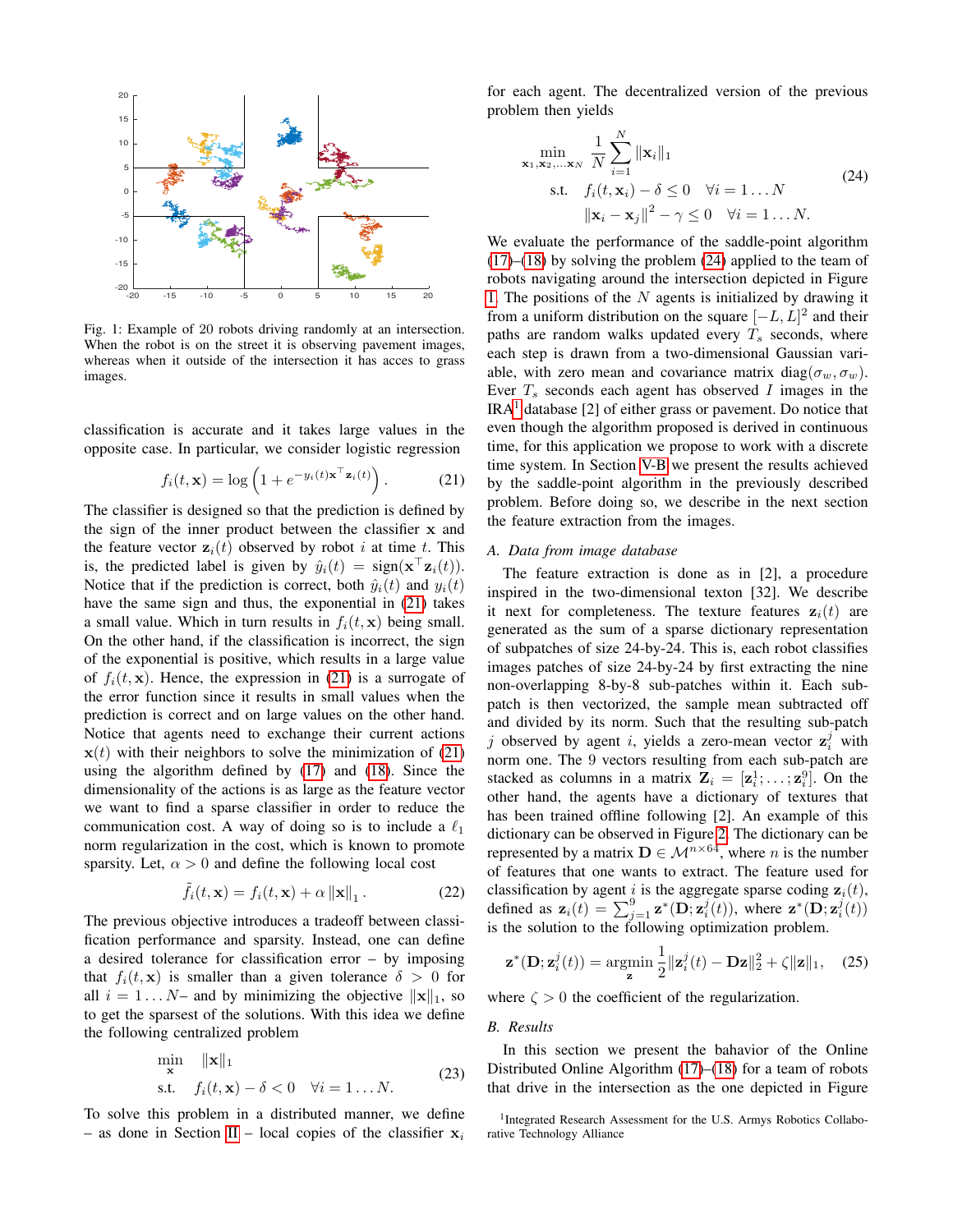Fig. 1: Example of 20 robots driving randomly at an intersection. When the robot is on the street it is observing pavement images, whereas when it outside of the intersection it has acces to grass images.

classification is accurate and it takes large values in the opposite case. In particular, we consider logistic regression

$$f_i(t, \mathbf{x}) = \log\left(1 + e^{-y_i(t)\mathbf{x}^\top \mathbf{z}_i(t)}\right). \tag{21}$$

The classifier is designed so that the prediction is defined by the sign of the inner product between the classifier $\mathbf{x}$ and the feature vector $\mathbf{z}_i(t)$ observed by robot $i$ at time $t$. This is, the predicted label is given by $\hat{y}_i(t) = \text{sign}(\mathbf{x}^\top \mathbf{z}_i(t))$. Notice that if the prediction is correct, both $\hat{y}_i(t)$ and $y_i(t)$ have the same sign and thus, the exponential in (21) takes a small value. Which in turn results in $f_i(t, \mathbf{x})$ being small. On the other hand, if the classification is incorrect, the sign of the exponential is positive, which results in a large value of $f_i(t, \mathbf{x})$. Hence, the expression in (21) is a surrogate of the error function since it results in small values when the prediction is correct and on large values on the other hand. Notice that agents need to exchange their current actions $\mathbf{x}(t)$ with their neighbors to solve the minimization of (21) using the algorithm defined by (17) and (18). Since the dimensionality of the actions is as large as the feature vector we want to find a sparse classifier in order to reduce the communication cost. A way of doing so is to include a $\ell_1$ norm regularization in the cost, which is known to promote sparsity. Let, $\alpha > 0$ and define the following local cost

$$\tilde{f}_i(t, \mathbf{x}) = f_i(t, \mathbf{x}) + \alpha \left\|\mathbf{x}\right\|_1. \tag{22}$$

The previous objective introduces a tradeoff between classification performance and sparsity. Instead, one can define a desired tolerance for classification error – by imposing that $f_i(t, \mathbf{x})$ is smaller than a given tolerance $\delta > 0$ for all $i = 1 \ldots N$– and by minimizing the objective $\|\mathbf{x}\|_1$, so to get the sparsest of the solutions. With this idea we define the following centralized problem

$$\begin{aligned} \min_{\mathbf{x}} \quad & \|\mathbf{x}\|_1 \\ \text{s.t.} \quad & f_i(t, \mathbf{x}) - \delta < 0 \quad \forall i = 1 \ldots N. \end{aligned} \tag{23}$$

To solve this problem in a distributed manner, we define – as done in Section II – local copies of the classifier $\mathbf{x}_i$ for each agent. The decentralized version of the previous problem then yields

$$\begin{aligned} \min_{\mathbf{x}_1, \mathbf{x}_2, \ldots \mathbf{x}_N} \quad & \frac{1}{N}\sum_{i=1}^{N} \|\mathbf{x}_i\|_1 \\ \text{s.t.} \quad & f_i(t, \mathbf{x}_i) - \delta \leq 0 \quad \forall i = 1 \ldots N \\ & \|\mathbf{x}_i - \mathbf{x}_j\|^2 - \gamma \leq 0 \quad \forall i = 1 \ldots N. \end{aligned} \tag{24}$$

We evaluate the performance of the saddle-point algorithm (17)–(18) by solving the problem (24) applied to the team of robots navigating around the intersection depicted in Figure 1. The positions of the $N$ agents is initialized by drawing it from a uniform distribution on the square $[-L, L]^2$ and their paths are random walks updated every $T_s$ seconds, where each step is drawn from a two-dimensional Gaussian variable, with zero mean and covariance matrix $\text{diag}(\sigma_w, \sigma_w)$. Ever $T_s$ seconds each agent has observed $I$ images in the IRA[1] database [2] of either grass or pavement. Do notice that even though the algorithm proposed is derived in continuous time, for this application we propose to work with a discrete time system. In Section V-B we present the results achieved by the saddle-point algorithm in the previously described problem. Before doing so, we describe in the next section the feature extraction from the images.

### A. Data from image database

The feature extraction is done as in [2], a procedure inspired in the two-dimensional texton [32]. We describe it next for completeness. The texture features $\mathbf{z}_i(t)$ are generated as the sum of a sparse dictionary representation of subpatches of size 24-by-24. This is, each robot classifies images patches of size 24-by-24 by first extracting the nine non-overlapping 8-by-8 sub-patches within it. Each sub-patch is then vectorized, the sample mean subtracted off and divided by its norm. Such that the resulting sub-patch $j$ observed by agent $i$, yields a zero-mean vector $\mathbf{z}_i^j$ with norm one. The 9 vectors resulting from each sub-patch are stacked as columns in a matrix $\mathbf{Z}_i = [\mathbf{z}_i^1; \ldots; \mathbf{z}_i^9]$. On the other hand, the agents have a dictionary of textures that has been trained offline following [2]. An example of this dictionary can be observed in Figure 2. The dictionary can be represented by a matrix $\mathbf{D} \in \mathcal{M}^{n \times 64}$, where $n$ is the number of features that one wants to extract. The feature used for classification by agent $i$ is the aggregate sparse coding $\mathbf{z}_i(t)$, defined as $\mathbf{z}_i(t) = \sum_{j=1}^{9} \mathbf{z}^*(\mathbf{D}; \mathbf{z}_i^j(t))$, where $\mathbf{z}^*(\mathbf{D}; \mathbf{z}_i^j(t))$ is the solution to the following optimization problem.

$$\mathbf{z}^*(\mathbf{D}; \mathbf{z}_i^j(t)) = \underset{\mathbf{z}}{\text{argmin}}\, \frac{1}{2}\|\mathbf{z}_i^j(t) - \mathbf{D}\mathbf{z}\|_2^2 + \zeta\|\mathbf{z}\|_1, \tag{25}$$

where $\zeta > 0$ the coefficient of the regularization.

### B. Results

In this section we present the bahavior of the Online Distributed Online Algorithm (17)–(18) for a team of robots that drive in the intersection as the one depicted in Figure

[1] Integrated Research Assessment for the U.S. Armys Robotics Collaborative Technology Alliance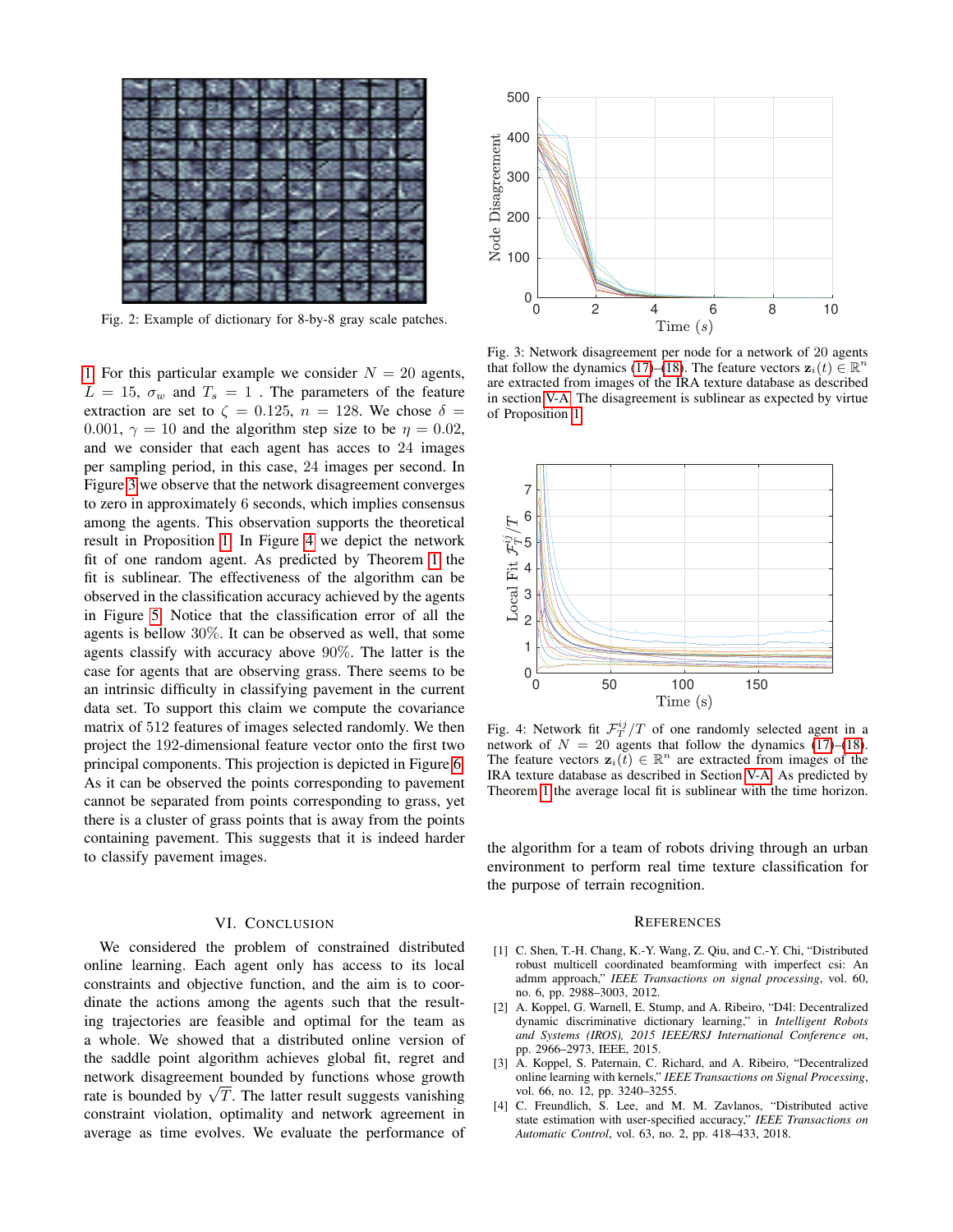Fig. 2: Example of dictionary for 8-by-8 gray scale patches.

1. For this particular example we consider $N = 20$ agents, $L = 15$, $\sigma_w$ and $T_s = 1$ . The parameters of the feature extraction are set to $\zeta = 0.125$, $n = 128$. We chose $\delta = 0.001$, $\gamma = 10$ and the algorithm step size to be $\eta = 0.02$, and we consider that each agent has acces to 24 images per sampling period, in this case, 24 images per second. In Figure 3 we observe that the network disagreement converges to zero in approximately 6 seconds, which implies consensus among the agents. This observation supports the theoretical result in Proposition 1. In Figure 4 we depict the network fit of one random agent. As predicted by Theorem 1 the fit is sublinear. The effectiveness of the algorithm can be observed in the classification accuracy achieved by the agents in Figure 5. Notice that the classification error of all the agents is bellow 30%. It can be observed as well, that some agents classify with accuracy above 90%. The latter is the case for agents that are observing grass. There seems to be an intrinsic difficulty in classifying pavement in the current data set. To support this claim we compute the covariance matrix of 512 features of images selected randomly. We then project the 192-dimensional feature vector onto the first two principal components. This projection is depicted in Figure 6. As it can be observed the points corresponding to pavement cannot be separated from points corresponding to grass, yet there is a cluster of grass points that is away from the points containing pavement. This suggests that it is indeed harder to classify pavement images.

Fig. 3: Network disagreement per node for a network of 20 agents that follow the dynamics (17)–(18). The feature vectors $\mathbf{z}_i(t) \in \mathbb{R}^n$ are extracted from images of the IRA texture database as described in section V-A. The disagreement is sublinear as expected by virtue of Proposition 1.

Fig. 4: Network fit $\mathcal{F}_T^{ij}/T$ of one randomly selected agent in a network of $N = 20$ agents that follow the dynamics (17)–(18). The feature vectors $\mathbf{z}_i(t) \in \mathbb{R}^n$ are extracted from images of the IRA texture database as described in Section V-A. As predicted by Theorem 1 the average local fit is sublinear with the time horizon.

## VI. Conclusion

We considered the problem of constrained distributed online learning. Each agent only has access to its local constraints and objective function, and the aim is to coordinate the actions among the agents such that the resulting trajectories are feasible and optimal for the team as a whole. We showed that a distributed online version of the saddle point algorithm achieves global fit, regret and network disagreement bounded by functions whose growth rate is bounded by $\sqrt{T}$. The latter result suggests vanishing constraint violation, optimality and network agreement in average as time evolves. We evaluate the performance of the algorithm for a team of robots driving through an urban environment to perform real time texture classification for the purpose of terrain recognition.

## References

[1] C. Shen, T.-H. Chang, K.-Y. Wang, Z. Qiu, and C.-Y. Chi, "Distributed robust multicell coordinated beamforming with imperfect csi: An admm approach," *IEEE Transactions on signal processing*, vol. 60, no. 6, pp. 2988–3003, 2012.

[2] A. Koppel, G. Warnell, E. Stump, and A. Ribeiro, "D4l: Decentralized dynamic discriminative dictionary learning," in *Intelligent Robots and Systems (IROS), 2015 IEEE/RSJ International Conference on*, pp. 2966–2973, IEEE, 2015.

[3] A. Koppel, S. Paternain, C. Richard, and A. Ribeiro, "Decentralized online learning with kernels," *IEEE Transactions on Signal Processing*, vol. 66, no. 12, pp. 3240–3255.

[4] C. Freundlich, S. Lee, and M. M. Zavlanos, "Distributed active state estimation with user-specified accuracy," *IEEE Transactions on Automatic Control*, vol. 63, no. 2, pp. 418–433, 2018.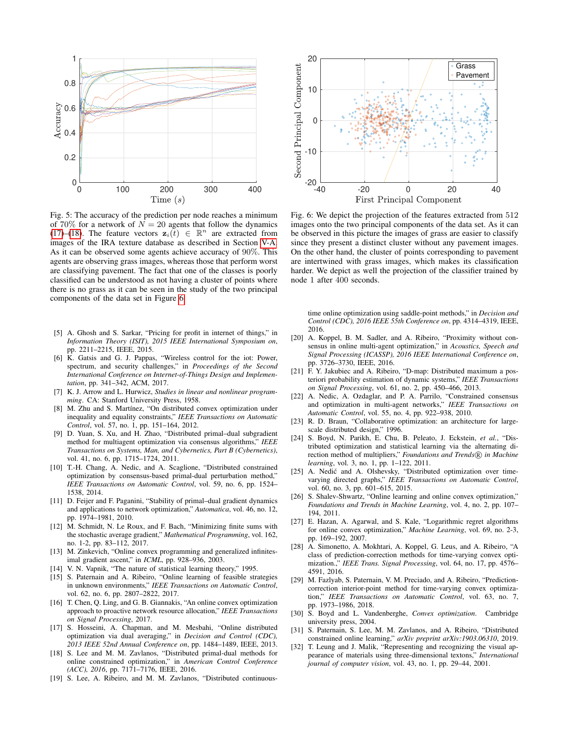Accuracy
1
0.8
0.6
0.4
0.2
0
0
100
200
300
400
Time $(s)$

Fig. 5: The accuracy of the prediction per node reaches a minimum of 70% for a network of $N = 20$ agents that follow the dynamics (17)–(18). The feature vectors $\mathbf{z}_i(t) \in \mathbb{R}^n$ are extracted from images of the IRA texture database as described in Section V-A. As it can be observed some agents achieve accuracy of 90%. This agents are observing grass images, whereas those that perform worst are classifying pavement. The fact that one of the classes is poorly classified can be understood as not having a cluster of points where there is no grass as it can be seen in the study of the two principal components of the data set in Figure 6.

Second Principal Component
20
10
0
-10
-20
-40
-20
0
20
40
First Principal Component
Grass
Pavement

Fig. 6: We depict the projection of the features extracted from 512 images onto the two principal components of the data set. As it can be observed in this picture the images of grass are easier to classify since they present a distinct cluster without any pavement images. On the other hand, the cluster of points corresponding to pavement are intertwined with grass images, which makes its classification harder. We depict as well the projection of the classifier trained by node 1 after 400 seconds.

[5] A. Ghosh and S. Sarkar, "Pricing for profit in internet of things," in *Information Theory (ISIT), 2015 IEEE International Symposium on*, pp. 2211–2215, IEEE, 2015.

[6] K. Gatsis and G. J. Pappas, "Wireless control for the iot: Power, spectrum, and security challenges," in *Proceedings of the Second International Conference on Internet-of-Things Design and Implementation*, pp. 341–342, ACM, 2017.

[7] K. J. Arrow and L. Hurwicz, *Studies in linear and nonlinear programming*. CA: Stanford University Press, 1958.

[8] M. Zhu and S. Martínez, "On distributed convex optimization under inequality and equality constraints," *IEEE Transactions on Automatic Control*, vol. 57, no. 1, pp. 151–164, 2012.

[9] D. Yuan, S. Xu, and H. Zhao, "Distributed primal–dual subgradient method for multiagent optimization via consensus algorithms," *IEEE Transactions on Systems, Man, and Cybernetics, Part B (Cybernetics)*, vol. 41, no. 6, pp. 1715–1724, 2011.

[10] T.-H. Chang, A. Nedic, and A. Scaglione, "Distributed constrained optimization by consensus-based primal-dual perturbation method," *IEEE Transactions on Automatic Control*, vol. 59, no. 6, pp. 1524–1538, 2014.

[11] D. Feijer and F. Paganini, "Stability of primal–dual gradient dynamics and applications to network optimization," *Automatica*, vol. 46, no. 12, pp. 1974–1981, 2010.

[12] M. Schmidt, N. Le Roux, and F. Bach, "Minimizing finite sums with the stochastic average gradient," *Mathematical Programming*, vol. 162, no. 1-2, pp. 83–112, 2017.

[13] M. Zinkevich, "Online convex programming and generalized infinitesimal gradient ascent," in *ICML*, pp. 928–936, 2003.

[14] V. N. Vapnik, "The nature of statistical learning theory," 1995.

[15] S. Paternain and A. Ribeiro, "Online learning of feasible strategies in unknown environments," *IEEE Transactions on Automatic Control*, vol. 62, no. 6, pp. 2807–2822, 2017.

[16] T. Chen, Q. Ling, and G. B. Giannakis, "An online convex optimization approach to proactive network resource allocation," *IEEE Transactions on Signal Processing*, 2017.

[17] S. Hosseini, A. Chapman, and M. Mesbahi, "Online distributed optimization via dual averaging," in *Decision and Control (CDC), 2013 IEEE 52nd Annual Conference on*, pp. 1484–1489, IEEE, 2013.

[18] S. Lee and M. M. Zavlanos, "Distributed primal-dual methods for online constrained optimization," in *American Control Conference (ACC), 2016*, pp. 7171–7176, IEEE, 2016.

[19] S. Lee, A. Ribeiro, and M. M. Zavlanos, "Distributed continuous-time online optimization using saddle-point methods," in *Decision and Control (CDC), 2016 IEEE 55th Conference on*, pp. 4314–4319, IEEE, 2016.

[20] A. Koppel, B. M. Sadler, and A. Ribeiro, "Proximity without consensus in online multi-agent optimization," in *Acoustics, Speech and Signal Processing (ICASSP), 2016 IEEE International Conference on*, pp. 3726–3730, IEEE, 2016.

[21] F. Y. Jakubiec and A. Ribeiro, "D-map: Distributed maximum a posteriori probability estimation of dynamic systems," *IEEE Transactions on Signal Processing*, vol. 61, no. 2, pp. 450–466, 2013.

[22] A. Nedic, A. Ozdaglar, and P. A. Parrilo, "Constrained consensus and optimization in multi-agent networks," *IEEE Transactions on Automatic Control*, vol. 55, no. 4, pp. 922–938, 2010.

[23] R. D. Braun, "Collaborative optimization: an architecture for large-scale distributed design," 1996.

[24] S. Boyd, N. Parikh, E. Chu, B. Peleato, J. Eckstein, *et al.*, "Distributed optimization and statistical learning via the alternating direction method of multipliers," *Foundations and Trends® in Machine learning*, vol. 3, no. 1, pp. 1–122, 2011.

[25] A. Nedić and A. Olshevsky, "Distributed optimization over time-varying directed graphs," *IEEE Transactions on Automatic Control*, vol. 60, no. 3, pp. 601–615, 2015.

[26] S. Shalev-Shwartz, "Online learning and online convex optimization," *Foundations and Trends in Machine Learning*, vol. 4, no. 2, pp. 107–194, 2011.

[27] E. Hazan, A. Agarwal, and S. Kale, "Logarithmic regret algorithms for online convex optimization," *Machine Learning*, vol. 69, no. 2-3, pp. 169–192, 2007.

[28] A. Simonetto, A. Mokhtari, A. Koppel, G. Leus, and A. Ribeiro, "A class of prediction-correction methods for time-varying convex optimization.," *IEEE Trans. Signal Processing*, vol. 64, no. 17, pp. 4576–4591, 2016.

[29] M. Fazlyab, S. Paternain, V. M. Preciado, and A. Ribeiro, "Prediction-correction interior-point method for time-varying convex optimization," *IEEE Transactions on Automatic Control*, vol. 63, no. 7, pp. 1973–1986, 2018.

[30] S. Boyd and L. Vandenberghe, *Convex optimization*. Cambridge university press, 2004.

[31] S. Paternain, S. Lee, M. M. Zavlanos, and A. Ribeiro, "Distributed constrained online learning," *arXiv preprint arXiv:1903.06310*, 2019.

[32] T. Leung and J. Malik, "Representing and recognizing the visual appearance of materials using three-dimensional textons," *International journal of computer vision*, vol. 43, no. 1, pp. 29–44, 2001.